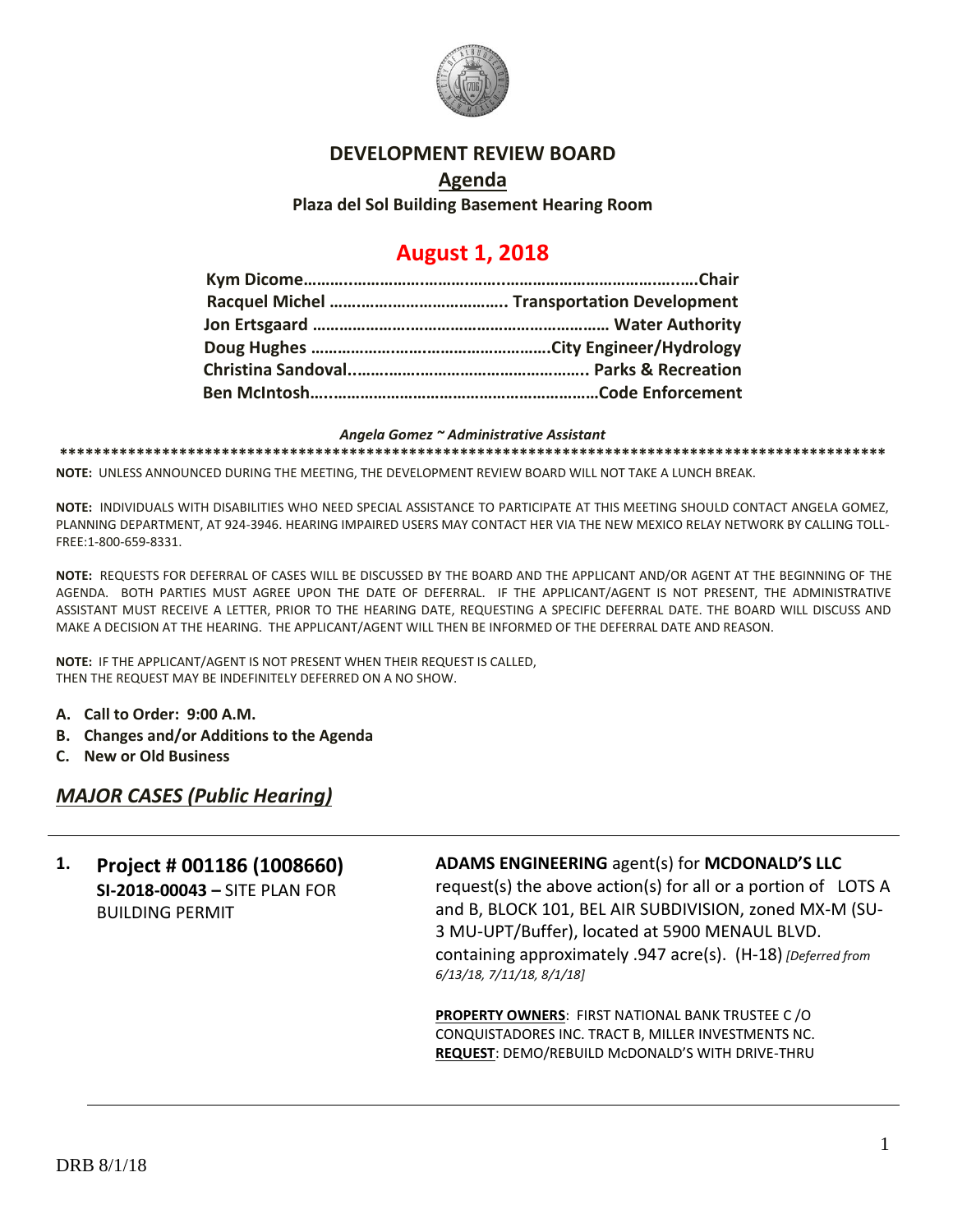# DEVELOPMENT REVIEW BOARD

## Agenda

**Plaza del Sol Building Basement Hearing Room**

## August 1, 2018

**Kym Dicome……………………………………………………………….Chair**
**Racquel Michel ………………………………… Transportation Development**
**Jon Ertsgaard ………………………………………………………… Water Authority**
**Doug Hughes ……………………………………………City Engineer/Hydrology**
**Christina Sandoval……………………………………………….. Parks & Recreation**
**Ben McIntosh…………………………………………………………Code Enforcement**

*Angela Gomez ~ Administrative Assistant*

**************************************************************************************************

**NOTE:** UNLESS ANNOUNCED DURING THE MEETING, THE DEVELOPMENT REVIEW BOARD WILL NOT TAKE A LUNCH BREAK.

**NOTE:** INDIVIDUALS WITH DISABILITIES WHO NEED SPECIAL ASSISTANCE TO PARTICIPATE AT THIS MEETING SHOULD CONTACT ANGELA GOMEZ, PLANNING DEPARTMENT, AT 924-3946. HEARING IMPAIRED USERS MAY CONTACT HER VIA THE NEW MEXICO RELAY NETWORK BY CALLING TOLL-FREE:1-800-659-8331.

**NOTE:** REQUESTS FOR DEFERRAL OF CASES WILL BE DISCUSSED BY THE BOARD AND THE APPLICANT AND/OR AGENT AT THE BEGINNING OF THE AGENDA. BOTH PARTIES MUST AGREE UPON THE DATE OF DEFERRAL. IF THE APPLICANT/AGENT IS NOT PRESENT, THE ADMINISTRATIVE ASSISTANT MUST RECEIVE A LETTER, PRIOR TO THE HEARING DATE, REQUESTING A SPECIFIC DEFERRAL DATE. THE BOARD WILL DISCUSS AND MAKE A DECISION AT THE HEARING. THE APPLICANT/AGENT WILL THEN BE INFORMED OF THE DEFERRAL DATE AND REASON.

**NOTE:** IF THE APPLICANT/AGENT IS NOT PRESENT WHEN THEIR REQUEST IS CALLED, THEN THE REQUEST MAY BE INDEFINITELY DEFERRED ON A NO SHOW.

**A. Call to Order: 9:00 A.M.**
**B. Changes and/or Additions to the Agenda**
**C. New or Old Business**

## *MAJOR CASES (Public Hearing)*

**1. Project # 001186 (1008660)**
**SI-2018-00043 –** SITE PLAN FOR BUILDING PERMIT

**ADAMS ENGINEERING** agent(s) for **MCDONALD'S LLC** request(s) the above action(s) for all or a portion of LOTS A and B, BLOCK 101, BEL AIR SUBDIVISION, zoned MX-M (SU-3 MU-UPT/Buffer), located at 5900 MENAUL BLVD. containing approximately .947 acre(s). (H-18) *[Deferred from 6/13/18, 7/11/18, 8/1/18]*

**PROPERTY OWNERS**: FIRST NATIONAL BANK TRUSTEE C /O CONQUISTADORES INC. TRACT B, MILLER INVESTMENTS NC.
**REQUEST**: DEMO/REBUILD McDONALD'S WITH DRIVE-THRU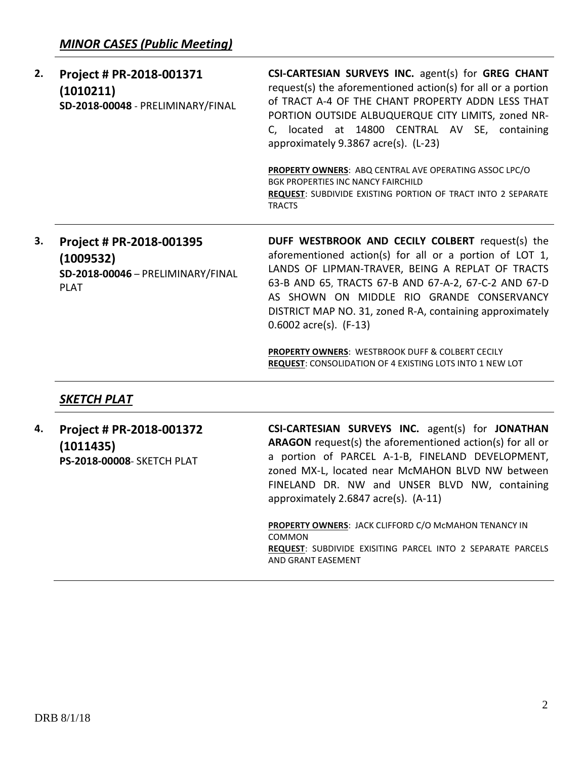## *MINOR CASES (Public Meeting)*

| | | |
|---|---|---|
| **2.** | **Project # PR-2018-001371 (1010211)**<br>**SD-2018-00048** - PRELIMINARY/FINAL | **CSI-CARTESIAN SURVEYS INC.** agent(s) for **GREG CHANT** request(s) the aforementioned action(s) for all or a portion of TRACT A-4 OF THE CHANT PROPERTY ADDN LESS THAT PORTION OUTSIDE ALBUQUERQUE CITY LIMITS, zoned NR-C, located at 14800 CENTRAL AV SE, containing approximately 9.3867 acre(s). (L-23)<br><br>**PROPERTY OWNERS**: ABQ CENTRAL AVE OPERATING ASSOC LPC/O BGK PROPERTIES INC NANCY FAIRCHILD<br>**REQUEST**: SUBDIVIDE EXISTING PORTION OF TRACT INTO 2 SEPARATE TRACTS |
| **3.** | **Project # PR-2018-001395 (1009532)**<br>**SD-2018-00046** – PRELIMINARY/FINAL PLAT | **DUFF WESTBROOK AND CECILY COLBERT** request(s) the aforementioned action(s) for all or a portion of LOT 1, LANDS OF LIPMAN-TRAVER, BEING A REPLAT OF TRACTS 63-B AND 65, TRACTS 67-B AND 67-A-2, 67-C-2 AND 67-D AS SHOWN ON MIDDLE RIO GRANDE CONSERVANCY DISTRICT MAP NO. 31, zoned R-A, containing approximately 0.6002 acre(s). (F-13)<br><br>**PROPERTY OWNERS**: WESTBROOK DUFF & COLBERT CECILY<br>**REQUEST**: CONSOLIDATION OF 4 EXISTING LOTS INTO 1 NEW LOT |

## *SKETCH PLAT*

| | | |
|---|---|---|
| **4.** | **Project # PR-2018-001372 (1011435)**<br>**PS-2018-00008**- SKETCH PLAT | **CSI-CARTESIAN SURVEYS INC.** agent(s) for **JONATHAN ARAGON** request(s) the aforementioned action(s) for all or a portion of PARCEL A-1-B, FINELAND DEVELOPMENT, zoned MX-L, located near McMAHON BLVD NW between FINELAND DR. NW and UNSER BLVD NW, containing approximately 2.6847 acre(s). (A-11)<br><br>**PROPERTY OWNERS**: JACK CLIFFORD C/O McMAHON TENANCY IN COMMON<br>**REQUEST**: SUBDIVIDE EXISITING PARCEL INTO 2 SEPARATE PARCELS AND GRANT EASEMENT |

DRB 8/1/18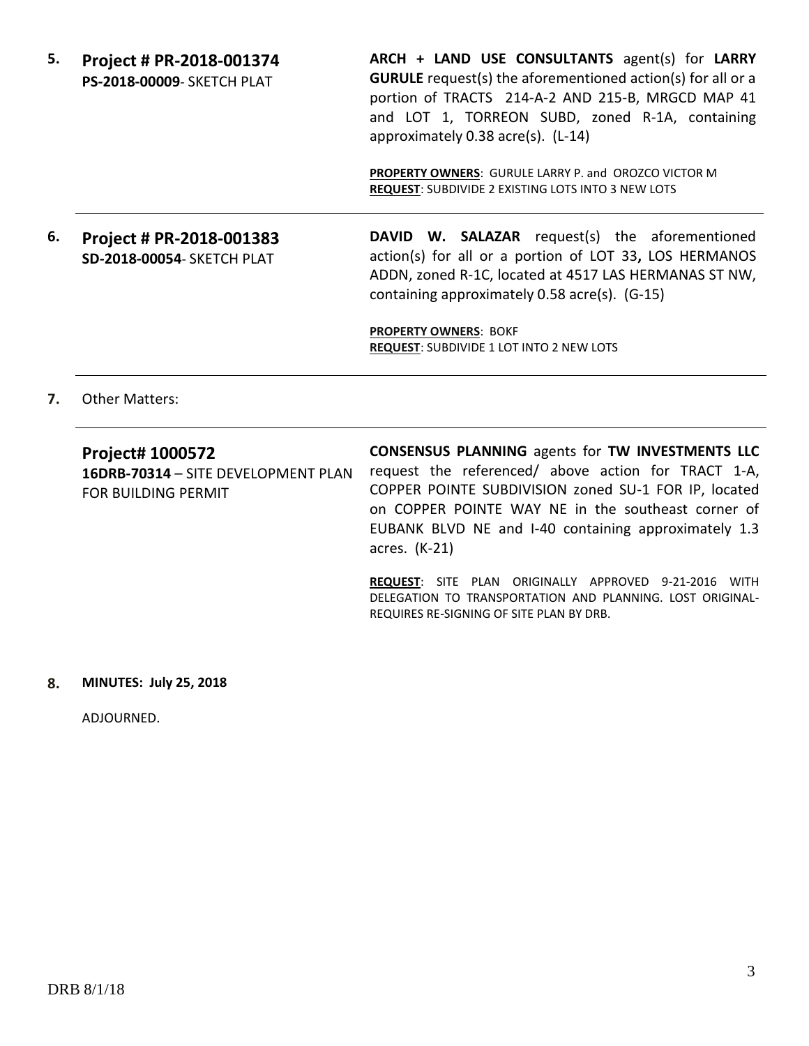**5. Project # PR-2018-001374**
**PS-2018-00009**- SKETCH PLAT

**ARCH + LAND USE CONSULTANTS** agent(s) for **LARRY GURULE** request(s) the aforementioned action(s) for all or a portion of TRACTS 214-A-2 AND 215-B, MRGCD MAP 41 and LOT 1, TORREON SUBD, zoned R-1A, containing approximately 0.38 acre(s). (L-14)

**PROPERTY OWNERS**: GURULE LARRY P. and OROZCO VICTOR M
**REQUEST**: SUBDIVIDE 2 EXISTING LOTS INTO 3 NEW LOTS

---

**6. Project # PR-2018-001383**
**SD-2018-00054**- SKETCH PLAT

**DAVID W. SALAZAR** request(s) the aforementioned action(s) for all or a portion of LOT 33**,** LOS HERMANOS ADDN, zoned R-1C, located at 4517 LAS HERMANAS ST NW, containing approximately 0.58 acre(s). (G-15)

**PROPERTY OWNERS**: BOKF
**REQUEST**: SUBDIVIDE 1 LOT INTO 2 NEW LOTS

---

**7.** Other Matters:

---

**Project# 1000572**
**16DRB-70314** – SITE DEVELOPMENT PLAN FOR BUILDING PERMIT

**CONSENSUS PLANNING** agents for **TW INVESTMENTS LLC** request the referenced/ above action for TRACT 1-A, COPPER POINTE SUBDIVISION zoned SU-1 FOR IP, located on COPPER POINTE WAY NE in the southeast corner of EUBANK BLVD NE and I-40 containing approximately 1.3 acres. (K-21)

**REQUEST**: SITE PLAN ORIGINALLY APPROVED 9-21-2016 WITH DELEGATION TO TRANSPORTATION AND PLANNING. LOST ORIGINAL-REQUIRES RE-SIGNING OF SITE PLAN BY DRB.

**8. MINUTES: July 25, 2018**

ADJOURNED.